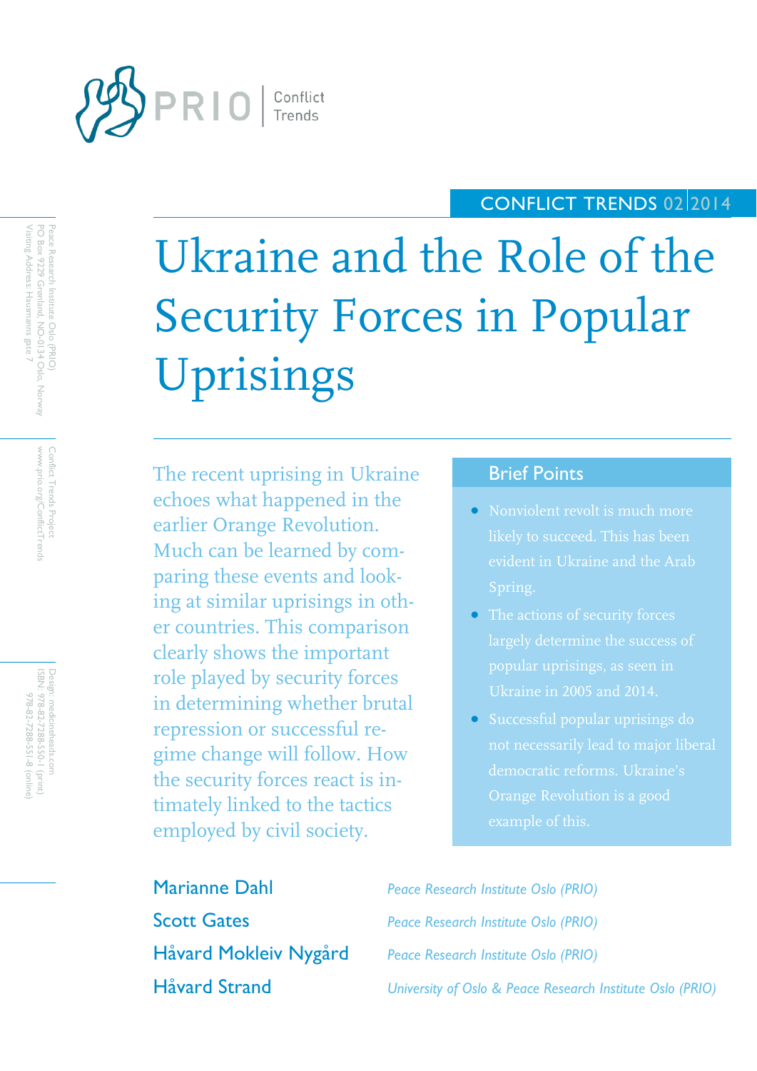PRIO | Conflict Trends

CONFLICT TRENDS 02 | 2014

# Ukraine and the Role of the Security Forces in Popular Uprisings

The recent uprising in Ukraine echoes what happened in the earlier Orange Revolution. Much can be learned by comparing these events and looking at similar uprisings in other countries. This comparison clearly shows the important role played by security forces in determining whether brutal repression or successful regime change will follow. How the security forces react is intimately linked to the tactics employed by civil society.

## Brief Points

- Nonviolent revolt is much more likely to succeed. This has been evident in Ukraine and the Arab Spring.
- The actions of security forces largely determine the success of popular uprisings, as seen in Ukraine in 2005 and 2014.
- Successful popular uprisings do not necessarily lead to major liberal democratic reforms. Ukraine's Orange Revolution is a good example of this.

Marianne Dahl — *Peace Research Institute Oslo (PRIO)*

Scott Gates — *Peace Research Institute Oslo (PRIO)*

Håvard Mokleiv Nygård — *Peace Research Institute Oslo (PRIO)*

Håvard Strand — *University of Oslo & Peace Research Institute Oslo (PRIO)*

Peace Research Institute Oslo (PRIO)
PO Box 9229 Grønland, NO-0134 Oslo, Norway
Visiting Address: Hausmanns gate 7

Conflict Trends Project
www.prio.org/ConflictTrends

Design: medicineheads.com
ISBN: 978-82-7288-550-1 (print)
978-82-7288-551-8 (online)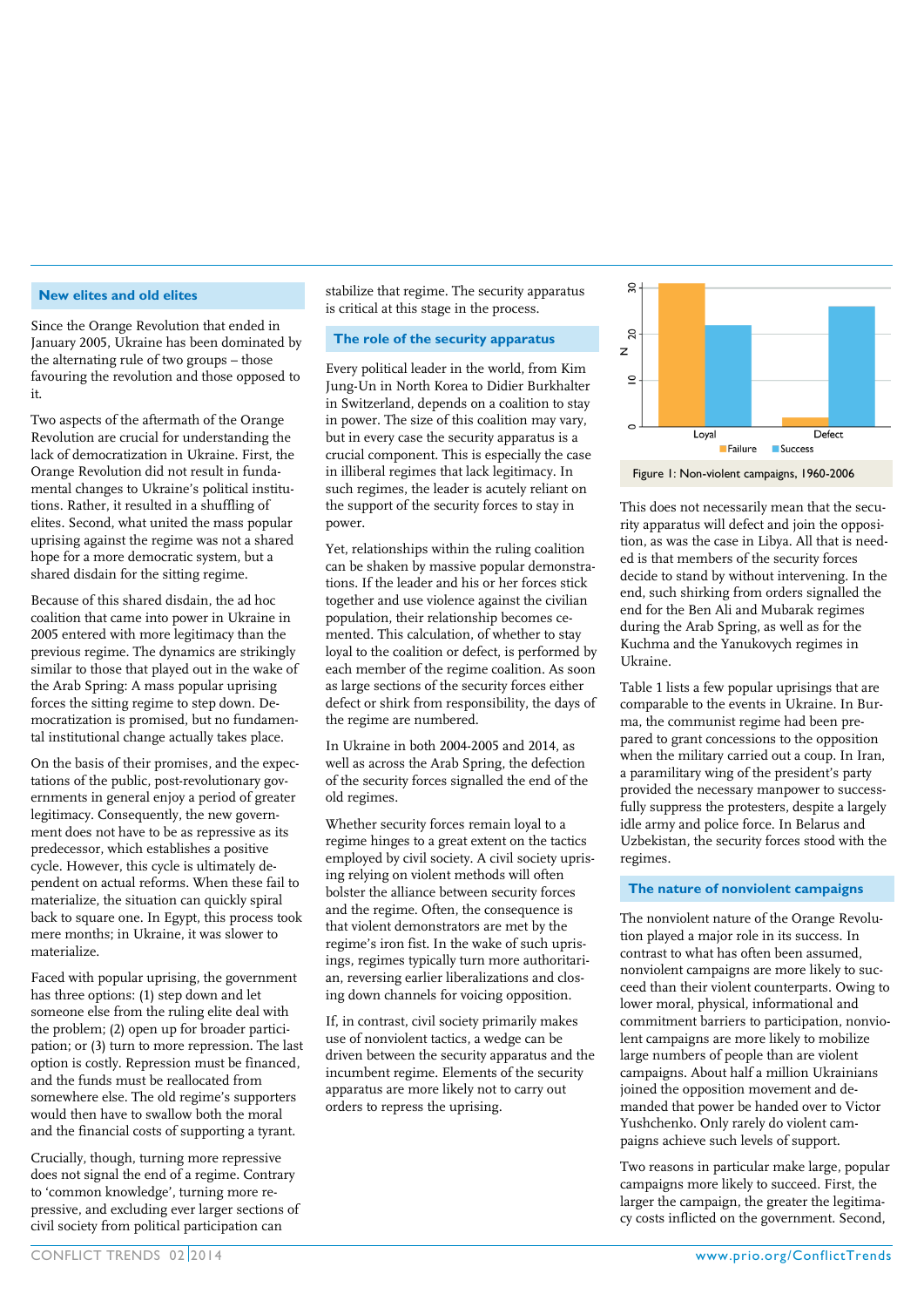## New elites and old elites

Since the Orange Revolution that ended in January 2005, Ukraine has been dominated by the alternating rule of two groups – those favouring the revolution and those opposed to it.

Two aspects of the aftermath of the Orange Revolution are crucial for understanding the lack of democratization in Ukraine. First, the Orange Revolution did not result in fundamental changes to Ukraine's political institutions. Rather, it resulted in a shuffling of elites. Second, what united the mass popular uprising against the regime was not a shared hope for a more democratic system, but a shared disdain for the sitting regime.

Because of this shared disdain, the ad hoc coalition that came into power in Ukraine in 2005 entered with more legitimacy than the previous regime. The dynamics are strikingly similar to those that played out in the wake of the Arab Spring: A mass popular uprising forces the sitting regime to step down. Democratization is promised, but no fundamental institutional change actually takes place.

On the basis of their promises, and the expectations of the public, post-revolutionary governments in general enjoy a period of greater legitimacy. Consequently, the new government does not have to be as repressive as its predecessor, which establishes a positive cycle. However, this cycle is ultimately dependent on actual reforms. When these fail to materialize, the situation can quickly spiral back to square one. In Egypt, this process took mere months; in Ukraine, it was slower to materialize.

Faced with popular uprising, the government has three options: (1) step down and let someone else from the ruling elite deal with the problem; (2) open up for broader participation; or (3) turn to more repression. The last option is costly. Repression must be financed, and the funds must be reallocated from somewhere else. The old regime's supporters would then have to swallow both the moral and the financial costs of supporting a tyrant.

Crucially, though, turning more repressive does not signal the end of a regime. Contrary to 'common knowledge', turning more repressive, and excluding ever larger sections of civil society from political participation can stabilize that regime. The security apparatus is critical at this stage in the process.

## The role of the security apparatus

Every political leader in the world, from Kim Jung-Un in North Korea to Didier Burkhalter in Switzerland, depends on a coalition to stay in power. The size of this coalition may vary, but in every case the security apparatus is a crucial component. This is especially the case in illiberal regimes that lack legitimacy. In such regimes, the leader is acutely reliant on the support of the security forces to stay in power.

Yet, relationships within the ruling coalition can be shaken by massive popular demonstrations. If the leader and his or her forces stick together and use violence against the civilian population, their relationship becomes cemented. This calculation, of whether to stay loyal to the coalition or defect, is performed by each member of the regime coalition. As soon as large sections of the security forces either defect or shirk from responsibility, the days of the regime are numbered.

In Ukraine in both 2004-2005 and 2014, as well as across the Arab Spring, the defection of the security forces signalled the end of the old regimes.

Whether security forces remain loyal to a regime hinges to a great extent on the tactics employed by civil society. A civil society uprising relying on violent methods will often bolster the alliance between security forces and the regime. Often, the consequence is that violent demonstrators are met by the regime's iron fist. In the wake of such uprisings, regimes typically turn more authoritarian, reversing earlier liberalizations and closing down channels for voicing opposition.

If, in contrast, civil society primarily makes use of nonviolent tactics, a wedge can be driven between the security apparatus and the incumbent regime. Elements of the security apparatus are more likely not to carry out orders to repress the uprising.

Figure 1: Non-violent campaigns, 1960-2006

This does not necessarily mean that the security apparatus will defect and join the opposition, as was the case in Libya. All that is needed is that members of the security forces decide to stand by without intervening. In the end, such shirking from orders signalled the end for the Ben Ali and Mubarak regimes during the Arab Spring, as well as for the Kuchma and the Yanukovych regimes in Ukraine.

Table 1 lists a few popular uprisings that are comparable to the events in Ukraine. In Burma, the communist regime had been prepared to grant concessions to the opposition when the military carried out a coup. In Iran, a paramilitary wing of the president's party provided the necessary manpower to successfully suppress the protesters, despite a largely idle army and police force. In Belarus and Uzbekistan, the security forces stood with the regimes.

## The nature of nonviolent campaigns

The nonviolent nature of the Orange Revolution played a major role in its success. In contrast to what has often been assumed, nonviolent campaigns are more likely to succeed than their violent counterparts. Owing to lower moral, physical, informational and commitment barriers to participation, nonviolent campaigns are more likely to mobilize large numbers of people than are violent campaigns. About half a million Ukrainians joined the opposition movement and demanded that power be handed over to Victor Yushchenko. Only rarely do violent campaigns achieve such levels of support.

Two reasons in particular make large, popular campaigns more likely to succeed. First, the larger the campaign, the greater the legitimacy costs inflicted on the government. Second,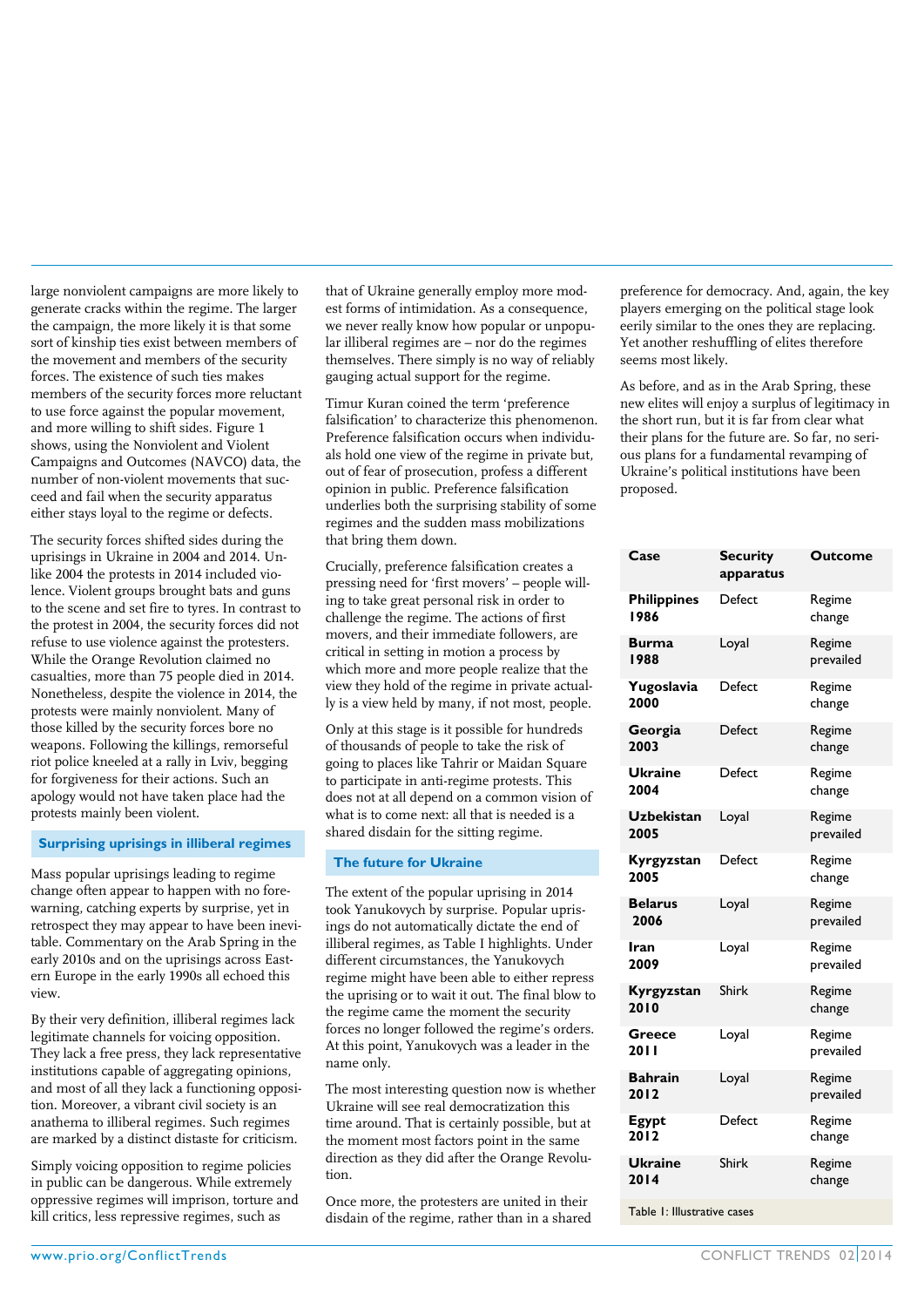large nonviolent campaigns are more likely to generate cracks within the regime. The larger the campaign, the more likely it is that some sort of kinship ties exist between members of the movement and members of the security forces. The existence of such ties makes members of the security forces more reluctant to use force against the popular movement, and more willing to shift sides. Figure 1 shows, using the Nonviolent and Violent Campaigns and Outcomes (NAVCO) data, the number of non-violent movements that succeed and fail when the security apparatus either stays loyal to the regime or defects.

The security forces shifted sides during the uprisings in Ukraine in 2004 and 2014. Unlike 2004 the protests in 2014 included violence. Violent groups brought bats and guns to the scene and set fire to tyres. In contrast to the protest in 2004, the security forces did not refuse to use violence against the protesters. While the Orange Revolution claimed no casualties, more than 75 people died in 2014. Nonetheless, despite the violence in 2014, the protests were mainly nonviolent. Many of those killed by the security forces bore no weapons. Following the killings, remorseful riot police kneeled at a rally in Lviv, begging for forgiveness for their actions. Such an apology would not have taken place had the protests mainly been violent.

## Surprising uprisings in illiberal regimes

Mass popular uprisings leading to regime change often appear to happen with no forewarning, catching experts by surprise, yet in retrospect they may appear to have been inevitable. Commentary on the Arab Spring in the early 2010s and on the uprisings across Eastern Europe in the early 1990s all echoed this view.

By their very definition, illiberal regimes lack legitimate channels for voicing opposition. They lack a free press, they lack representative institutions capable of aggregating opinions, and most of all they lack a functioning opposition. Moreover, a vibrant civil society is an anathema to illiberal regimes. Such regimes are marked by a distinct distaste for criticism.

Simply voicing opposition to regime policies in public can be dangerous. While extremely oppressive regimes will imprison, torture and kill critics, less repressive regimes, such as that of Ukraine generally employ more modest forms of intimidation. As a consequence, we never really know how popular or unpopular illiberal regimes are – nor do the regimes themselves. There simply is no way of reliably gauging actual support for the regime.

Timur Kuran coined the term 'preference falsification' to characterize this phenomenon. Preference falsification occurs when individuals hold one view of the regime in private but, out of fear of prosecution, profess a different opinion in public. Preference falsification underlies both the surprising stability of some regimes and the sudden mass mobilizations that bring them down.

Crucially, preference falsification creates a pressing need for 'first movers' – people willing to take great personal risk in order to challenge the regime. The actions of first movers, and their immediate followers, are critical in setting in motion a process by which more and more people realize that the view they hold of the regime in private actually is a view held by many, if not most, people.

Only at this stage is it possible for hundreds of thousands of people to take the risk of going to places like Tahrir or Maidan Square to participate in anti-regime protests. This does not at all depend on a common vision of what is to come next: all that is needed is a shared disdain for the sitting regime.

## The future for Ukraine

The extent of the popular uprising in 2014 took Yanukovych by surprise. Popular uprisings do not automatically dictate the end of illiberal regimes, as Table I highlights. Under different circumstances, the Yanukovych regime might have been able to either repress the uprising or to wait it out. The final blow to the regime came the moment the security forces no longer followed the regime's orders. At this point, Yanukovych was a leader in the name only.

The most interesting question now is whether Ukraine will see real democratization this time around. That is certainly possible, but at the moment most factors point in the same direction as they did after the Orange Revolution.

Once more, the protesters are united in their disdain of the regime, rather than in a shared preference for democracy. And, again, the key players emerging on the political stage look eerily similar to the ones they are replacing. Yet another reshuffling of elites therefore seems most likely.

As before, and as in the Arab Spring, these new elites will enjoy a surplus of legitimacy in the short run, but it is far from clear what their plans for the future are. So far, no serious plans for a fundamental revamping of Ukraine's political institutions have been proposed.

| Case | Security apparatus | Outcome |
|---|---|---|
| **Philippines 1986** | Defect | Regime change |
| **Burma 1988** | Loyal | Regime prevailed |
| **Yugoslavia 2000** | Defect | Regime change |
| **Georgia 2003** | Defect | Regime change |
| **Ukraine 2004** | Defect | Regime change |
| **Uzbekistan 2005** | Loyal | Regime prevailed |
| **Kyrgyzstan 2005** | Defect | Regime change |
| **Belarus 2006** | Loyal | Regime prevailed |
| **Iran 2009** | Loyal | Regime prevailed |
| **Kyrgyzstan 2010** | Shirk | Regime change |
| **Greece 2011** | Loyal | Regime prevailed |
| **Bahrain 2012** | Loyal | Regime prevailed |
| **Egypt 2012** | Defect | Regime change |
| **Ukraine 2014** | Shirk | Regime change |

Table I: Illustrative cases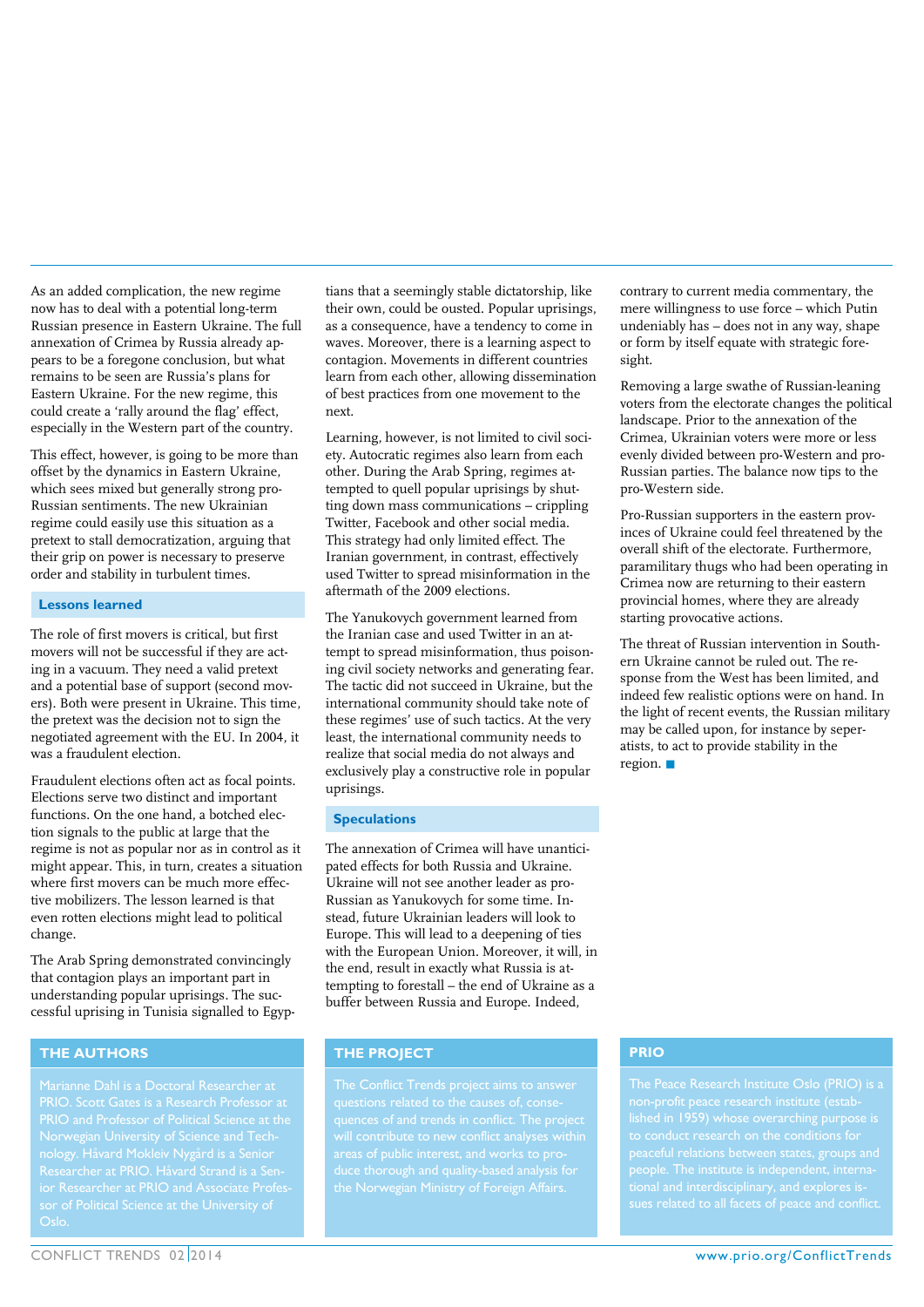As an added complication, the new regime now has to deal with a potential long-term Russian presence in Eastern Ukraine. The full annexation of Crimea by Russia already appears to be a foregone conclusion, but what remains to be seen are Russia's plans for Eastern Ukraine. For the new regime, this could create a 'rally around the flag' effect, especially in the Western part of the country.

This effect, however, is going to be more than offset by the dynamics in Eastern Ukraine, which sees mixed but generally strong pro-Russian sentiments. The new Ukrainian regime could easily use this situation as a pretext to stall democratization, arguing that their grip on power is necessary to preserve order and stability in turbulent times.

## Lessons learned

The role of first movers is critical, but first movers will not be successful if they are acting in a vacuum. They need a valid pretext and a potential base of support (second movers). Both were present in Ukraine. This time, the pretext was the decision not to sign the negotiated agreement with the EU. In 2004, it was a fraudulent election.

Fraudulent elections often act as focal points. Elections serve two distinct and important functions. On the one hand, a botched election signals to the public at large that the regime is not as popular nor as in control as it might appear. This, in turn, creates a situation where first movers can be much more effective mobilizers. The lesson learned is that even rotten elections might lead to political change.

The Arab Spring demonstrated convincingly that contagion plays an important part in understanding popular uprisings. The successful uprising in Tunisia signalled to Egyptians that a seemingly stable dictatorship, like their own, could be ousted. Popular uprisings, as a consequence, have a tendency to come in waves. Moreover, there is a learning aspect to contagion. Movements in different countries learn from each other, allowing dissemination of best practices from one movement to the next.

Learning, however, is not limited to civil society. Autocratic regimes also learn from each other. During the Arab Spring, regimes attempted to quell popular uprisings by shutting down mass communications – crippling Twitter, Facebook and other social media. This strategy had only limited effect. The Iranian government, in contrast, effectively used Twitter to spread misinformation in the aftermath of the 2009 elections.

The Yanukovych government learned from the Iranian case and used Twitter in an attempt to spread misinformation, thus poisoning civil society networks and generating fear. The tactic did not succeed in Ukraine, but the international community should take note of these regimes' use of such tactics. At the very least, the international community needs to realize that social media do not always and exclusively play a constructive role in popular uprisings.

## Speculations

The annexation of Crimea will have unanticipated effects for both Russia and Ukraine. Ukraine will not see another leader as pro-Russian as Yanukovych for some time. Instead, future Ukrainian leaders will look to Europe. This will lead to a deepening of ties with the European Union. Moreover, it will, in the end, result in exactly what Russia is attempting to forestall – the end of Ukraine as a buffer between Russia and Europe. Indeed, contrary to current media commentary, the mere willingness to use force – which Putin undeniably has – does not in any way, shape or form by itself equate with strategic foresight.

Removing a large swathe of Russian-leaning voters from the electorate changes the political landscape. Prior to the annexation of the Crimea, Ukrainian voters were more or less evenly divided between pro-Western and pro-Russian parties. The balance now tips to the pro-Western side.

Pro-Russian supporters in the eastern provinces of Ukraine could feel threatened by the overall shift of the electorate. Furthermore, paramilitary thugs who had been operating in Crimea now are returning to their eastern provincial homes, where they are already starting provocative actions.

The threat of Russian intervention in Southern Ukraine cannot be ruled out. The response from the West has been limited, and indeed few realistic options were on hand. In the light of recent events, the Russian military may be called upon, for instance by seperatists, to act to provide stability in the region. ■

## THE AUTHORS

Marianne Dahl is a Doctoral Researcher at PRIO. Scott Gates is a Research Professor at PRIO and Professor of Political Science at the Norwegian University of Science and Technology. Håvard Mokleiv Nygård is a Senior Researcher at PRIO. Håvard Strand is a Senior Researcher at PRIO and Associate Professor of Political Science at the University of Oslo.

## THE PROJECT

The Conflict Trends project aims to answer questions related to the causes of, consequences of and trends in conflict. The project will contribute to new conflict analyses within areas of public interest, and works to produce thorough and quality-based analysis for the Norwegian Ministry of Foreign Affairs.

## PRIO

The Peace Research Institute Oslo (PRIO) is a non-profit peace research institute (established in 1959) whose overarching purpose is to conduct research on the conditions for peaceful relations between states, groups and people. The institute is independent, international and interdisciplinary, and explores issues related to all facets of peace and conflict.